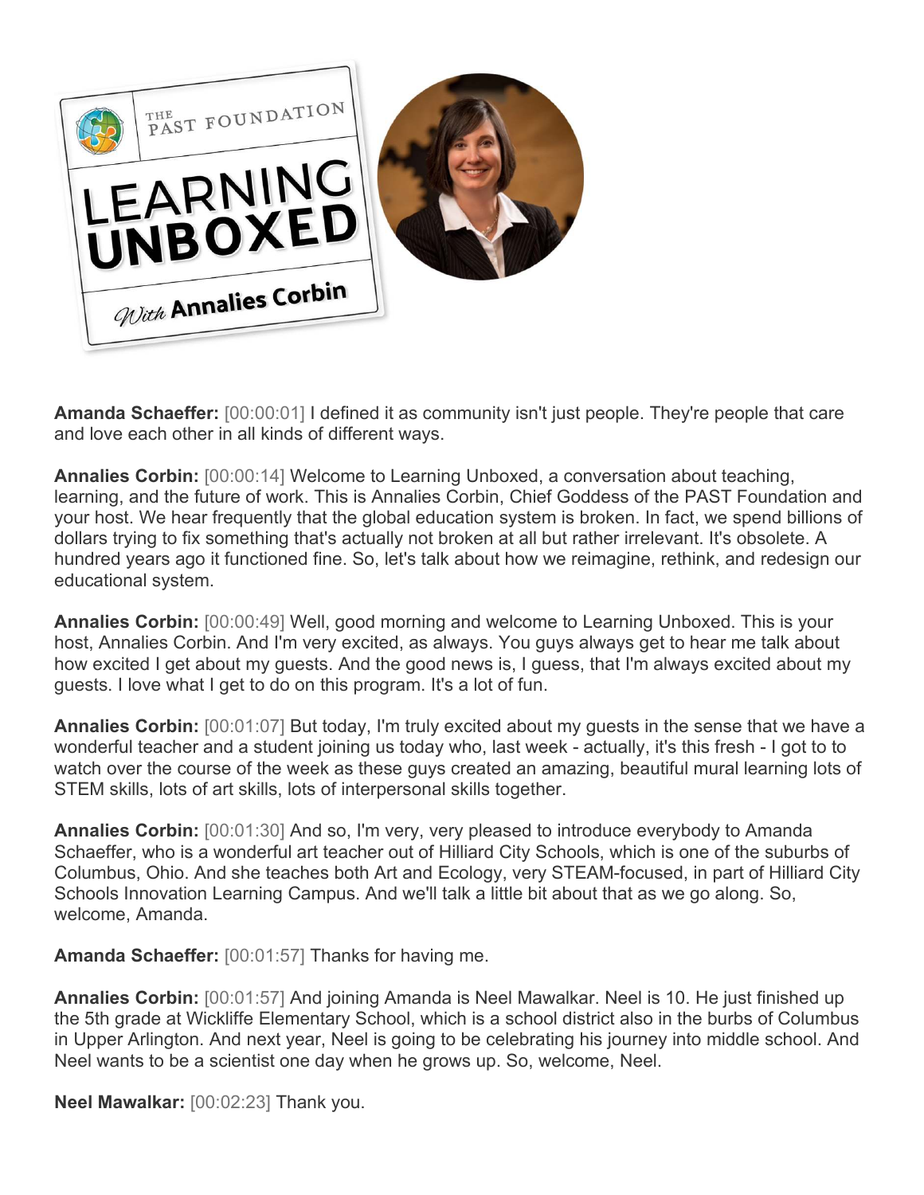**Amanda Schaeffer:** [00:00:01] I defined it as community isn't just people. They're people that care and love each other in all kinds of different ways.

**Annalies Corbin:** [00:00:14] Welcome to Learning Unboxed, a conversation about teaching, learning, and the future of work. This is Annalies Corbin, Chief Goddess of the PAST Foundation and your host. We hear frequently that the global education system is broken. In fact, we spend billions of dollars trying to fix something that's actually not broken at all but rather irrelevant. It's obsolete. A hundred years ago it functioned fine. So, let's talk about how we reimagine, rethink, and redesign our educational system.

**Annalies Corbin:** [00:00:49] Well, good morning and welcome to Learning Unboxed. This is your host, Annalies Corbin. And I'm very excited, as always. You guys always get to hear me talk about how excited I get about my guests. And the good news is, I guess, that I'm always excited about my guests. I love what I get to do on this program. It's a lot of fun.

**Annalies Corbin:** [00:01:07] But today, I'm truly excited about my guests in the sense that we have a wonderful teacher and a student joining us today who, last week - actually, it's this fresh - I got to to watch over the course of the week as these guys created an amazing, beautiful mural learning lots of STEM skills, lots of art skills, lots of interpersonal skills together.

**Annalies Corbin:** [00:01:30] And so, I'm very, very pleased to introduce everybody to Amanda Schaeffer, who is a wonderful art teacher out of Hilliard City Schools, which is one of the suburbs of Columbus, Ohio. And she teaches both Art and Ecology, very STEAM-focused, in part of Hilliard City Schools Innovation Learning Campus. And we'll talk a little bit about that as we go along. So, welcome, Amanda.

**Amanda Schaeffer:** [00:01:57] Thanks for having me.

**Annalies Corbin:** [00:01:57] And joining Amanda is Neel Mawalkar. Neel is 10. He just finished up the 5th grade at Wickliffe Elementary School, which is a school district also in the burbs of Columbus in Upper Arlington. And next year, Neel is going to be celebrating his journey into middle school. And Neel wants to be a scientist one day when he grows up. So, welcome, Neel.

**Neel Mawalkar:** [00:02:23] Thank you.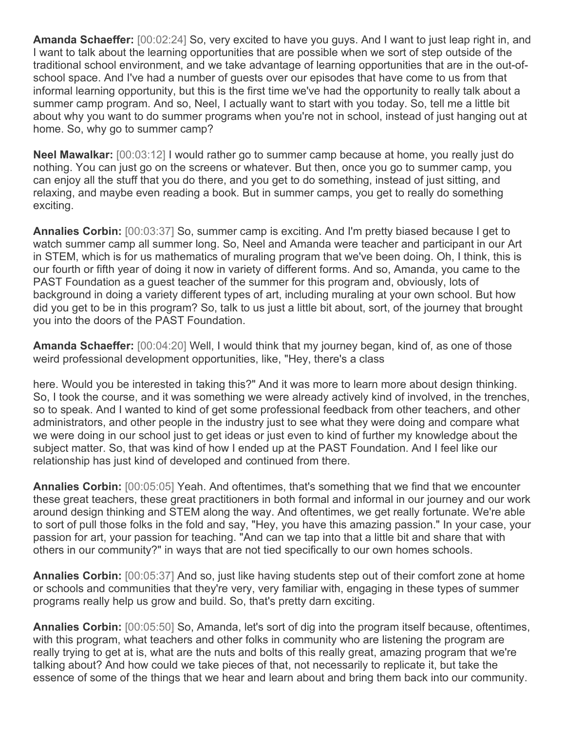**Amanda Schaeffer:** [00:02:24] So, very excited to have you guys. And I want to just leap right in, and I want to talk about the learning opportunities that are possible when we sort of step outside of the traditional school environment, and we take advantage of learning opportunities that are in the out-of-school space. And I've had a number of guests over our episodes that have come to us from that informal learning opportunity, but this is the first time we've had the opportunity to really talk about a summer camp program. And so, Neel, I actually want to start with you today. So, tell me a little bit about why you want to do summer programs when you're not in school, instead of just hanging out at home. So, why go to summer camp?

**Neel Mawalkar:** [00:03:12] I would rather go to summer camp because at home, you really just do nothing. You can just go on the screens or whatever. But then, once you go to summer camp, you can enjoy all the stuff that you do there, and you get to do something, instead of just sitting, and relaxing, and maybe even reading a book. But in summer camps, you get to really do something exciting.

**Annalies Corbin:** [00:03:37] So, summer camp is exciting. And I'm pretty biased because I get to watch summer camp all summer long. So, Neel and Amanda were teacher and participant in our Art in STEM, which is for us mathematics of muraling program that we've been doing. Oh, I think, this is our fourth or fifth year of doing it now in variety of different forms. And so, Amanda, you came to the PAST Foundation as a guest teacher of the summer for this program and, obviously, lots of background in doing a variety different types of art, including muraling at your own school. But how did you get to be in this program? So, talk to us just a little bit about, sort, of the journey that brought you into the doors of the PAST Foundation.

**Amanda Schaeffer:** [00:04:20] Well, I would think that my journey began, kind of, as one of those weird professional development opportunities, like, "Hey, there's a class here. Would you be interested in taking this?" And it was more to learn more about design thinking. So, I took the course, and it was something we were already actively kind of involved, in the trenches, so to speak. And I wanted to kind of get some professional feedback from other teachers, and other administrators, and other people in the industry just to see what they were doing and compare what we were doing in our school just to get ideas or just even to kind of further my knowledge about the subject matter. So, that was kind of how I ended up at the PAST Foundation. And I feel like our relationship has just kind of developed and continued from there.

**Annalies Corbin:** [00:05:05] Yeah. And oftentimes, that's something that we find that we encounter these great teachers, these great practitioners in both formal and informal in our journey and our work around design thinking and STEM along the way. And oftentimes, we get really fortunate. We're able to sort of pull those folks in the fold and say, "Hey, you have this amazing passion." In your case, your passion for art, your passion for teaching. "And can we tap into that a little bit and share that with others in our community?" in ways that are not tied specifically to our own homes schools.

**Annalies Corbin:** [00:05:37] And so, just like having students step out of their comfort zone at home or schools and communities that they're very, very familiar with, engaging in these types of summer programs really help us grow and build. So, that's pretty darn exciting.

**Annalies Corbin:** [00:05:50] So, Amanda, let's sort of dig into the program itself because, oftentimes, with this program, what teachers and other folks in community who are listening the program are really trying to get at is, what are the nuts and bolts of this really great, amazing program that we're talking about? And how could we take pieces of that, not necessarily to replicate it, but take the essence of some of the things that we hear and learn about and bring them back into our community.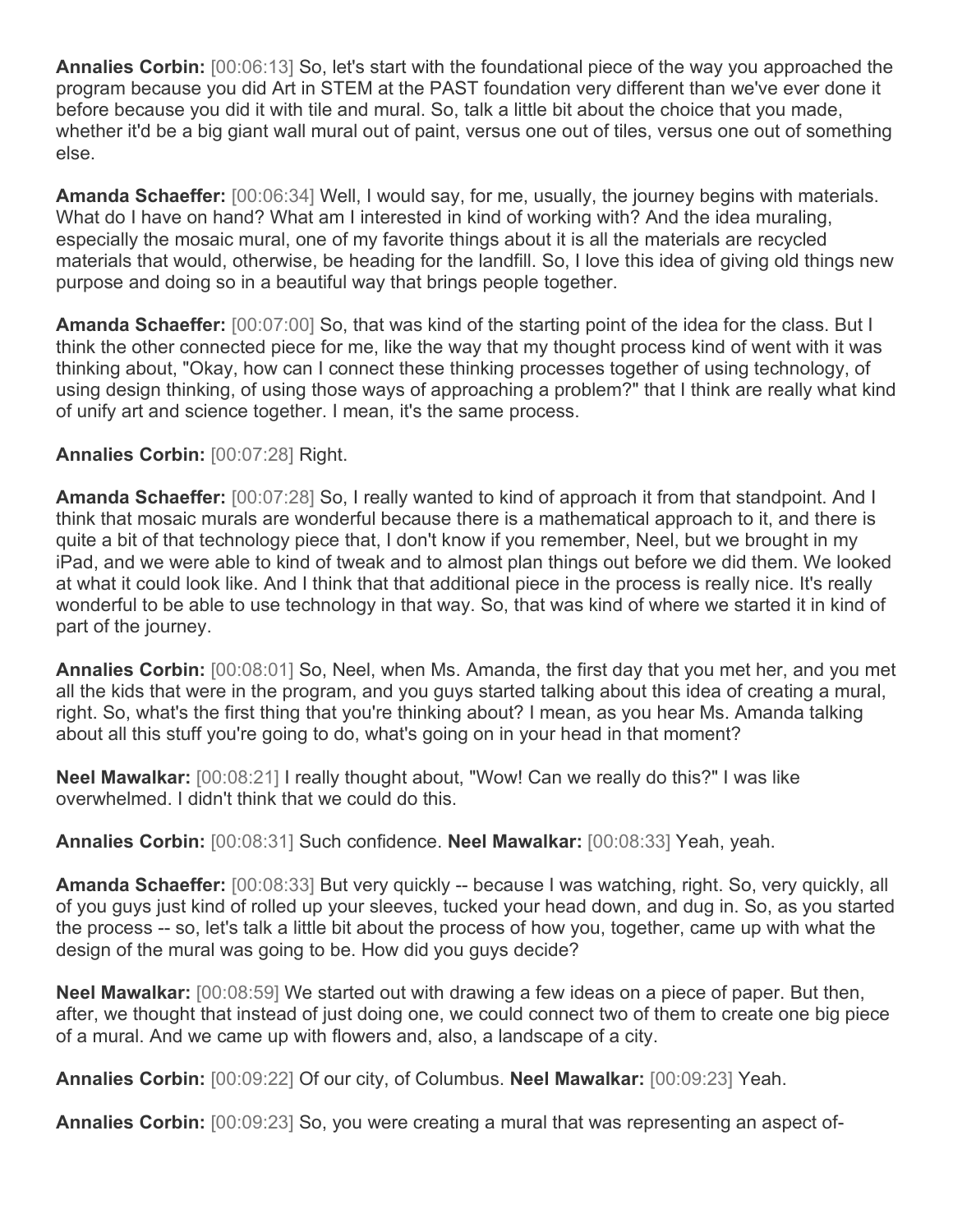**Annalies Corbin:** [00:06:13] So, let's start with the foundational piece of the way you approached the program because you did Art in STEM at the PAST foundation very different than we've ever done it before because you did it with tile and mural. So, talk a little bit about the choice that you made, whether it'd be a big giant wall mural out of paint, versus one out of tiles, versus one out of something else.

**Amanda Schaeffer:** [00:06:34] Well, I would say, for me, usually, the journey begins with materials. What do I have on hand? What am I interested in kind of working with? And the idea muraling, especially the mosaic mural, one of my favorite things about it is all the materials are recycled materials that would, otherwise, be heading for the landfill. So, I love this idea of giving old things new purpose and doing so in a beautiful way that brings people together.

**Amanda Schaeffer:** [00:07:00] So, that was kind of the starting point of the idea for the class. But I think the other connected piece for me, like the way that my thought process kind of went with it was thinking about, "Okay, how can I connect these thinking processes together of using technology, of using design thinking, of using those ways of approaching a problem?" that I think are really what kind of unify art and science together. I mean, it's the same process.

**Annalies Corbin:** [00:07:28] Right.

**Amanda Schaeffer:** [00:07:28] So, I really wanted to kind of approach it from that standpoint. And I think that mosaic murals are wonderful because there is a mathematical approach to it, and there is quite a bit of that technology piece that, I don't know if you remember, Neel, but we brought in my iPad, and we were able to kind of tweak and to almost plan things out before we did them. We looked at what it could look like. And I think that that additional piece in the process is really nice. It's really wonderful to be able to use technology in that way. So, that was kind of where we started it in kind of part of the journey.

**Annalies Corbin:** [00:08:01] So, Neel, when Ms. Amanda, the first day that you met her, and you met all the kids that were in the program, and you guys started talking about this idea of creating a mural, right. So, what's the first thing that you're thinking about? I mean, as you hear Ms. Amanda talking about all this stuff you're going to do, what's going on in your head in that moment?

**Neel Mawalkar:** [00:08:21] I really thought about, "Wow! Can we really do this?" I was like overwhelmed. I didn't think that we could do this.

**Annalies Corbin:** [00:08:31] Such confidence. **Neel Mawalkar:** [00:08:33] Yeah, yeah.

**Amanda Schaeffer:** [00:08:33] But very quickly -- because I was watching, right. So, very quickly, all of you guys just kind of rolled up your sleeves, tucked your head down, and dug in. So, as you started the process -- so, let's talk a little bit about the process of how you, together, came up with what the design of the mural was going to be. How did you guys decide?

**Neel Mawalkar:** [00:08:59] We started out with drawing a few ideas on a piece of paper. But then, after, we thought that instead of just doing one, we could connect two of them to create one big piece of a mural. And we came up with flowers and, also, a landscape of a city.

**Annalies Corbin:** [00:09:22] Of our city, of Columbus. **Neel Mawalkar:** [00:09:23] Yeah.

**Annalies Corbin:** [00:09:23] So, you were creating a mural that was representing an aspect of-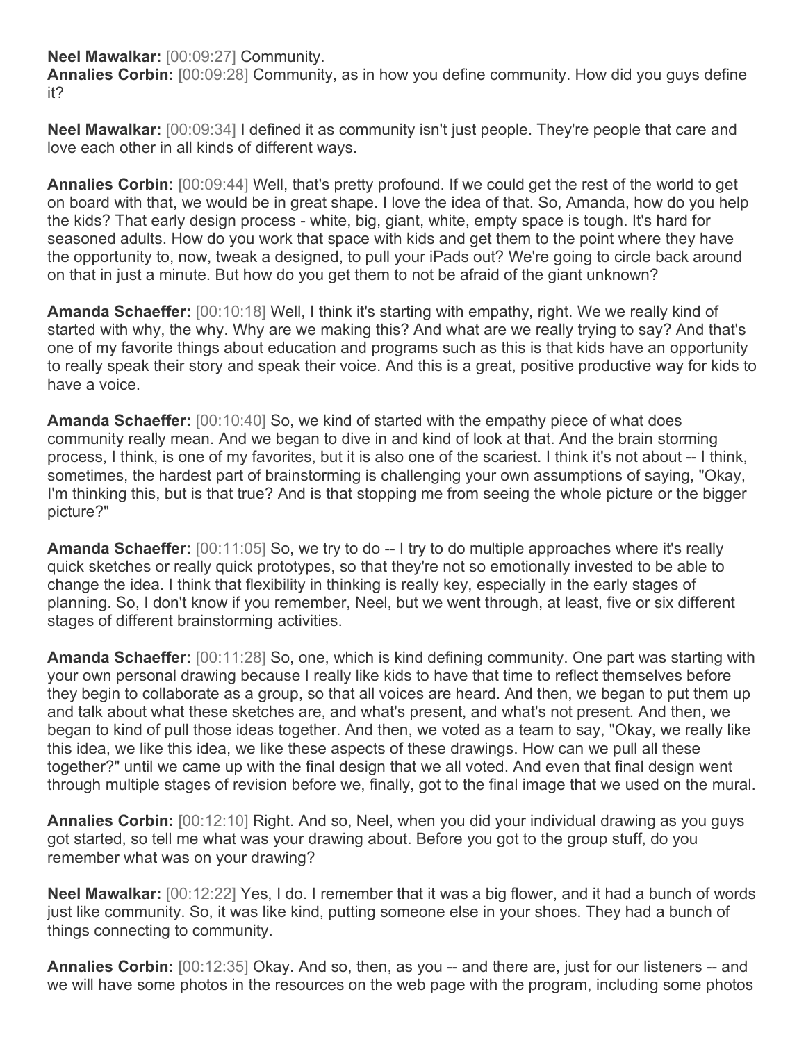**Neel Mawalkar:** [00:09:27] Community.

**Annalies Corbin:** [00:09:28] Community, as in how you define community. How did you guys define it?

**Neel Mawalkar:** [00:09:34] I defined it as community isn't just people. They're people that care and love each other in all kinds of different ways.

**Annalies Corbin:** [00:09:44] Well, that's pretty profound. If we could get the rest of the world to get on board with that, we would be in great shape. I love the idea of that. So, Amanda, how do you help the kids? That early design process - white, big, giant, white, empty space is tough. It's hard for seasoned adults. How do you work that space with kids and get them to the point where they have the opportunity to, now, tweak a designed, to pull your iPads out? We're going to circle back around on that in just a minute. But how do you get them to not be afraid of the giant unknown?

**Amanda Schaeffer:** [00:10:18] Well, I think it's starting with empathy, right. We we really kind of started with why, the why. Why are we making this? And what are we really trying to say? And that's one of my favorite things about education and programs such as this is that kids have an opportunity to really speak their story and speak their voice. And this is a great, positive productive way for kids to have a voice.

**Amanda Schaeffer:** [00:10:40] So, we kind of started with the empathy piece of what does community really mean. And we began to dive in and kind of look at that. And the brain storming process, I think, is one of my favorites, but it is also one of the scariest. I think it's not about -- I think, sometimes, the hardest part of brainstorming is challenging your own assumptions of saying, "Okay, I'm thinking this, but is that true? And is that stopping me from seeing the whole picture or the bigger picture?"

**Amanda Schaeffer:** [00:11:05] So, we try to do -- I try to do multiple approaches where it's really quick sketches or really quick prototypes, so that they're not so emotionally invested to be able to change the idea. I think that flexibility in thinking is really key, especially in the early stages of planning. So, I don't know if you remember, Neel, but we went through, at least, five or six different stages of different brainstorming activities.

**Amanda Schaeffer:** [00:11:28] So, one, which is kind defining community. One part was starting with your own personal drawing because I really like kids to have that time to reflect themselves before they begin to collaborate as a group, so that all voices are heard. And then, we began to put them up and talk about what these sketches are, and what's present, and what's not present. And then, we began to kind of pull those ideas together. And then, we voted as a team to say, "Okay, we really like this idea, we like this idea, we like these aspects of these drawings. How can we pull all these together?" until we came up with the final design that we all voted. And even that final design went through multiple stages of revision before we, finally, got to the final image that we used on the mural.

**Annalies Corbin:** [00:12:10] Right. And so, Neel, when you did your individual drawing as you guys got started, so tell me what was your drawing about. Before you got to the group stuff, do you remember what was on your drawing?

**Neel Mawalkar:** [00:12:22] Yes, I do. I remember that it was a big flower, and it had a bunch of words just like community. So, it was like kind, putting someone else in your shoes. They had a bunch of things connecting to community.

**Annalies Corbin:** [00:12:35] Okay. And so, then, as you -- and there are, just for our listeners -- and we will have some photos in the resources on the web page with the program, including some photos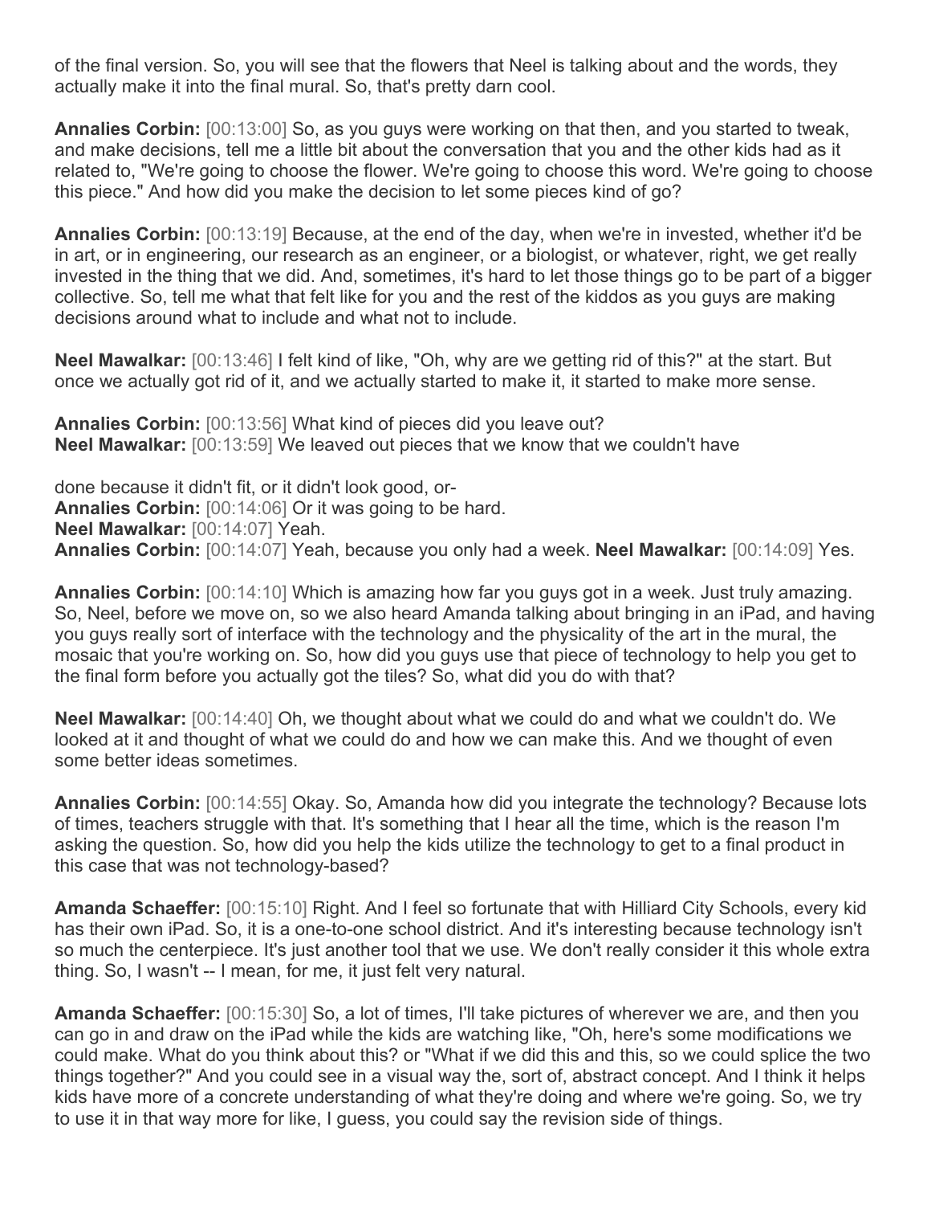of the final version. So, you will see that the flowers that Neel is talking about and the words, they actually make it into the final mural. So, that's pretty darn cool.

**Annalies Corbin:** [00:13:00] So, as you guys were working on that then, and you started to tweak, and make decisions, tell me a little bit about the conversation that you and the other kids had as it related to, "We're going to choose the flower. We're going to choose this word. We're going to choose this piece." And how did you make the decision to let some pieces kind of go?

**Annalies Corbin:** [00:13:19] Because, at the end of the day, when we're in invested, whether it'd be in art, or in engineering, our research as an engineer, or a biologist, or whatever, right, we get really invested in the thing that we did. And, sometimes, it's hard to let those things go to be part of a bigger collective. So, tell me what that felt like for you and the rest of the kiddos as you guys are making decisions around what to include and what not to include.

**Neel Mawalkar:** [00:13:46] I felt kind of like, "Oh, why are we getting rid of this?" at the start. But once we actually got rid of it, and we actually started to make it, it started to make more sense.

**Annalies Corbin:** [00:13:56] What kind of pieces did you leave out?
**Neel Mawalkar:** [00:13:59] We leaved out pieces that we know that we couldn't have

done because it didn't fit, or it didn't look good, or-
**Annalies Corbin:** [00:14:06] Or it was going to be hard.
**Neel Mawalkar:** [00:14:07] Yeah.
**Annalies Corbin:** [00:14:07] Yeah, because you only had a week. **Neel Mawalkar:** [00:14:09] Yes.

**Annalies Corbin:** [00:14:10] Which is amazing how far you guys got in a week. Just truly amazing. So, Neel, before we move on, so we also heard Amanda talking about bringing in an iPad, and having you guys really sort of interface with the technology and the physicality of the art in the mural, the mosaic that you're working on. So, how did you guys use that piece of technology to help you get to the final form before you actually got the tiles? So, what did you do with that?

**Neel Mawalkar:** [00:14:40] Oh, we thought about what we could do and what we couldn't do. We looked at it and thought of what we could do and how we can make this. And we thought of even some better ideas sometimes.

**Annalies Corbin:** [00:14:55] Okay. So, Amanda how did you integrate the technology? Because lots of times, teachers struggle with that. It's something that I hear all the time, which is the reason I'm asking the question. So, how did you help the kids utilize the technology to get to a final product in this case that was not technology-based?

**Amanda Schaeffer:** [00:15:10] Right. And I feel so fortunate that with Hilliard City Schools, every kid has their own iPad. So, it is a one-to-one school district. And it's interesting because technology isn't so much the centerpiece. It's just another tool that we use. We don't really consider it this whole extra thing. So, I wasn't -- I mean, for me, it just felt very natural.

**Amanda Schaeffer:** [00:15:30] So, a lot of times, I'll take pictures of wherever we are, and then you can go in and draw on the iPad while the kids are watching like, "Oh, here's some modifications we could make. What do you think about this? or "What if we did this and this, so we could splice the two things together?" And you could see in a visual way the, sort of, abstract concept. And I think it helps kids have more of a concrete understanding of what they're doing and where we're going. So, we try to use it in that way more for like, I guess, you could say the revision side of things.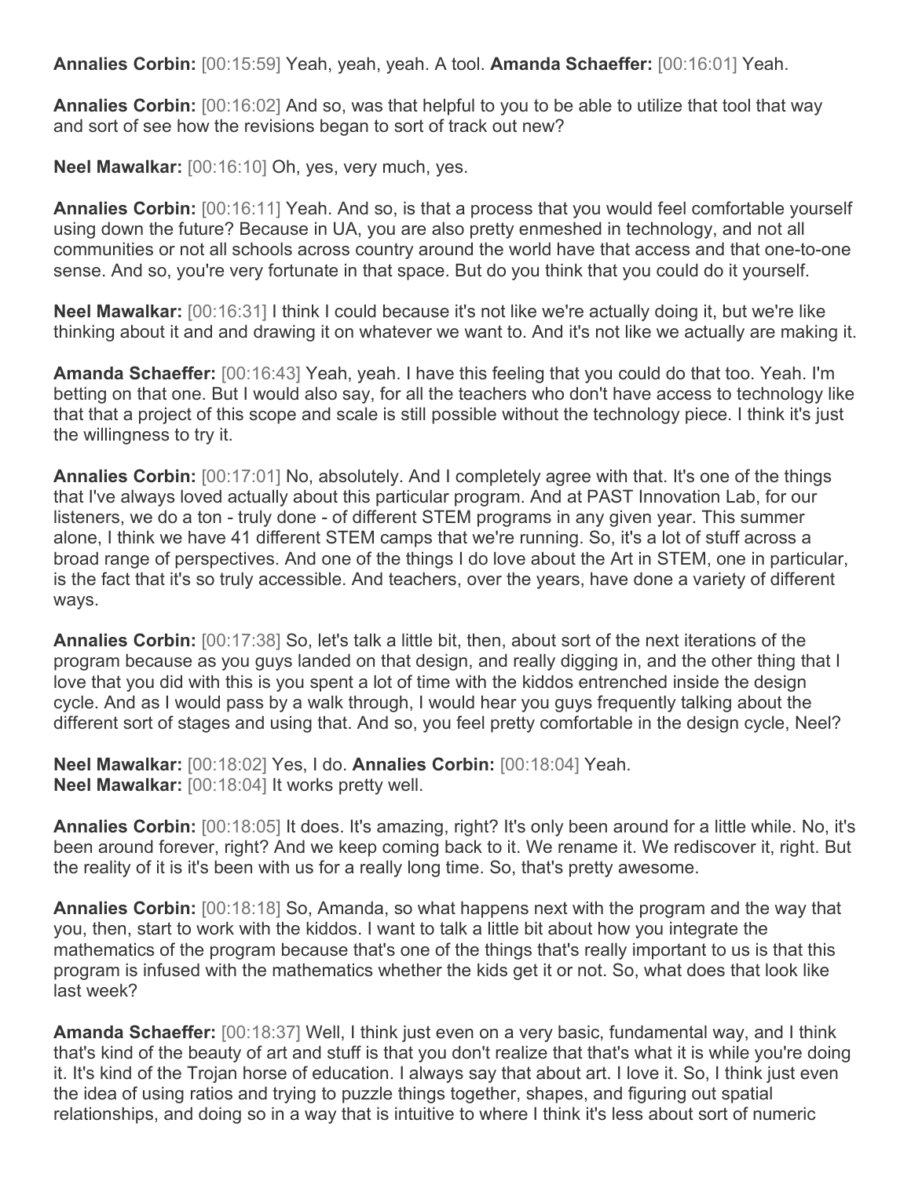**Annalies Corbin:** [00:15:59] Yeah, yeah, yeah. A tool. **Amanda Schaeffer:** [00:16:01] Yeah.

**Annalies Corbin:** [00:16:02] And so, was that helpful to you to be able to utilize that tool that way and sort of see how the revisions began to sort of track out new?

**Neel Mawalkar:** [00:16:10] Oh, yes, very much, yes.

**Annalies Corbin:** [00:16:11] Yeah. And so, is that a process that you would feel comfortable yourself using down the future? Because in UA, you are also pretty enmeshed in technology, and not all communities or not all schools across country around the world have that access and that one-to-one sense. And so, you're very fortunate in that space. But do you think that you could do it yourself.

**Neel Mawalkar:** [00:16:31] I think I could because it's not like we're actually doing it, but we're like thinking about it and and drawing it on whatever we want to. And it's not like we actually are making it.

**Amanda Schaeffer:** [00:16:43] Yeah, yeah. I have this feeling that you could do that too. Yeah. I'm betting on that one. But I would also say, for all the teachers who don't have access to technology like that that a project of this scope and scale is still possible without the technology piece. I think it's just the willingness to try it.

**Annalies Corbin:** [00:17:01] No, absolutely. And I completely agree with that. It's one of the things that I've always loved actually about this particular program. And at PAST Innovation Lab, for our listeners, we do a ton - truly done - of different STEM programs in any given year. This summer alone, I think we have 41 different STEM camps that we're running. So, it's a lot of stuff across a broad range of perspectives. And one of the things I do love about the Art in STEM, one in particular, is the fact that it's so truly accessible. And teachers, over the years, have done a variety of different ways.

**Annalies Corbin:** [00:17:38] So, let's talk a little bit, then, about sort of the next iterations of the program because as you guys landed on that design, and really digging in, and the other thing that I love that you did with this is you spent a lot of time with the kiddos entrenched inside the design cycle. And as I would pass by a walk through, I would hear you guys frequently talking about the different sort of stages and using that. And so, you feel pretty comfortable in the design cycle, Neel?

**Neel Mawalkar:** [00:18:02] Yes, I do. **Annalies Corbin:** [00:18:04] Yeah.
**Neel Mawalkar:** [00:18:04] It works pretty well.

**Annalies Corbin:** [00:18:05] It does. It's amazing, right? It's only been around for a little while. No, it's been around forever, right? And we keep coming back to it. We rename it. We rediscover it, right. But the reality of it is it's been with us for a really long time. So, that's pretty awesome.

**Annalies Corbin:** [00:18:18] So, Amanda, so what happens next with the program and the way that you, then, start to work with the kiddos. I want to talk a little bit about how you integrate the mathematics of the program because that's one of the things that's really important to us is that this program is infused with the mathematics whether the kids get it or not. So, what does that look like last week?

**Amanda Schaeffer:** [00:18:37] Well, I think just even on a very basic, fundamental way, and I think that's kind of the beauty of art and stuff is that you don't realize that that's what it is while you're doing it. It's kind of the Trojan horse of education. I always say that about art. I love it. So, I think just even the idea of using ratios and trying to puzzle things together, shapes, and figuring out spatial relationships, and doing so in a way that is intuitive to where I think it's less about sort of numeric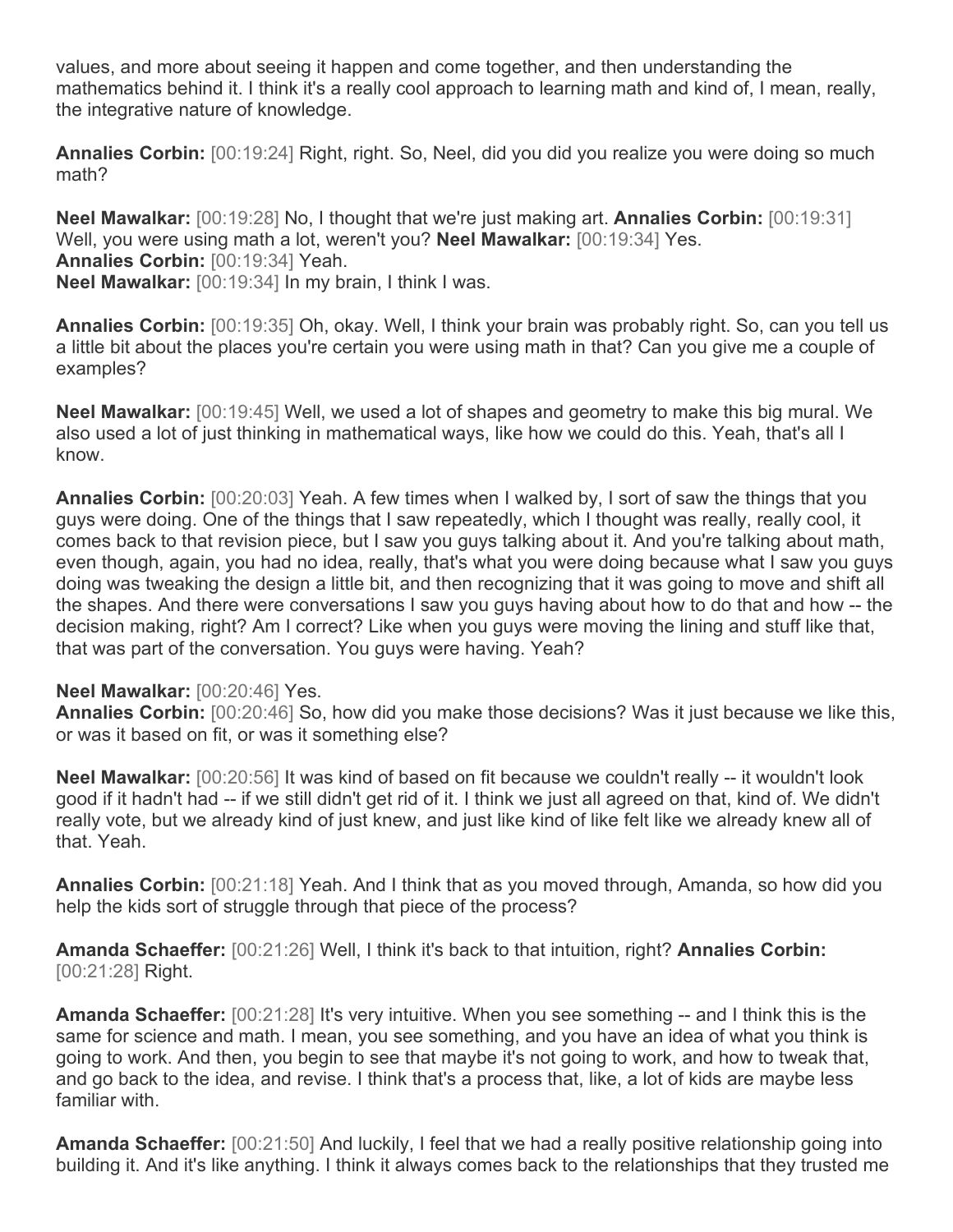values, and more about seeing it happen and come together, and then understanding the mathematics behind it. I think it's a really cool approach to learning math and kind of, I mean, really, the integrative nature of knowledge.

**Annalies Corbin:** [00:19:24] Right, right. So, Neel, did you did you realize you were doing so much math?

**Neel Mawalkar:** [00:19:28] No, I thought that we're just making art. **Annalies Corbin:** [00:19:31] Well, you were using math a lot, weren't you? **Neel Mawalkar:** [00:19:34] Yes.
**Annalies Corbin:** [00:19:34] Yeah.
**Neel Mawalkar:** [00:19:34] In my brain, I think I was.

**Annalies Corbin:** [00:19:35] Oh, okay. Well, I think your brain was probably right. So, can you tell us a little bit about the places you're certain you were using math in that? Can you give me a couple of examples?

**Neel Mawalkar:** [00:19:45] Well, we used a lot of shapes and geometry to make this big mural. We also used a lot of just thinking in mathematical ways, like how we could do this. Yeah, that's all I know.

**Annalies Corbin:** [00:20:03] Yeah. A few times when I walked by, I sort of saw the things that you guys were doing. One of the things that I saw repeatedly, which I thought was really, really cool, it comes back to that revision piece, but I saw you guys talking about it. And you're talking about math, even though, again, you had no idea, really, that's what you were doing because what I saw you guys doing was tweaking the design a little bit, and then recognizing that it was going to move and shift all the shapes. And there were conversations I saw you guys having about how to do that and how -- the decision making, right? Am I correct? Like when you guys were moving the lining and stuff like that, that was part of the conversation. You guys were having. Yeah?

**Neel Mawalkar:** [00:20:46] Yes.
**Annalies Corbin:** [00:20:46] So, how did you make those decisions? Was it just because we like this, or was it based on fit, or was it something else?

**Neel Mawalkar:** [00:20:56] It was kind of based on fit because we couldn't really -- it wouldn't look good if it hadn't had -- if we still didn't get rid of it. I think we just all agreed on that, kind of. We didn't really vote, but we already kind of just knew, and just like kind of like felt like we already knew all of that. Yeah.

**Annalies Corbin:** [00:21:18] Yeah. And I think that as you moved through, Amanda, so how did you help the kids sort of struggle through that piece of the process?

**Amanda Schaeffer:** [00:21:26] Well, I think it's back to that intuition, right? **Annalies Corbin:** [00:21:28] Right.

**Amanda Schaeffer:** [00:21:28] It's very intuitive. When you see something -- and I think this is the same for science and math. I mean, you see something, and you have an idea of what you think is going to work. And then, you begin to see that maybe it's not going to work, and how to tweak that, and go back to the idea, and revise. I think that's a process that, like, a lot of kids are maybe less familiar with.

**Amanda Schaeffer:** [00:21:50] And luckily, I feel that we had a really positive relationship going into building it. And it's like anything. I think it always comes back to the relationships that they trusted me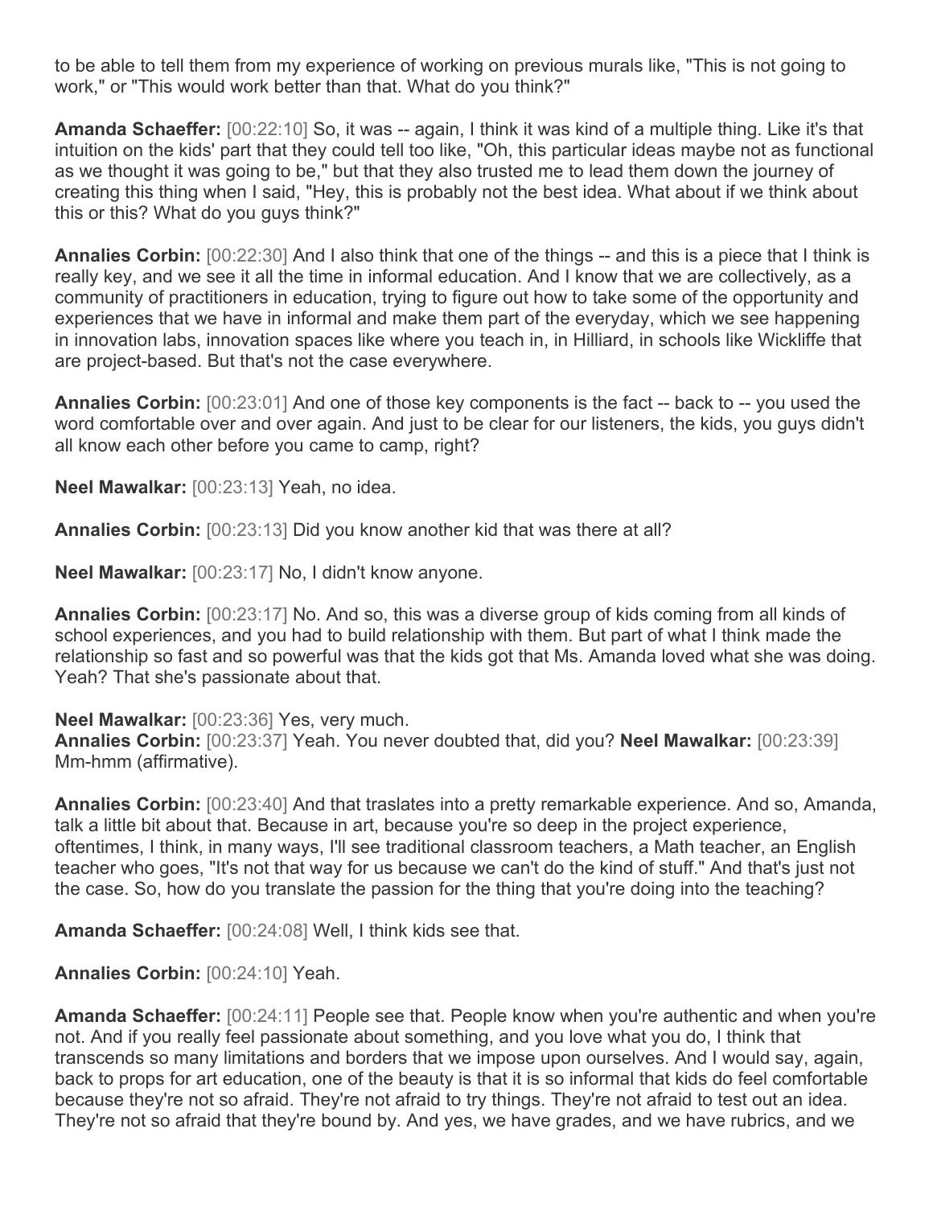to be able to tell them from my experience of working on previous murals like, "This is not going to work," or "This would work better than that. What do you think?"

**Amanda Schaeffer:** [00:22:10] So, it was -- again, I think it was kind of a multiple thing. Like it's that intuition on the kids' part that they could tell too like, "Oh, this particular ideas maybe not as functional as we thought it was going to be," but that they also trusted me to lead them down the journey of creating this thing when I said, "Hey, this is probably not the best idea. What about if we think about this or this? What do you guys think?"

**Annalies Corbin:** [00:22:30] And I also think that one of the things -- and this is a piece that I think is really key, and we see it all the time in informal education. And I know that we are collectively, as a community of practitioners in education, trying to figure out how to take some of the opportunity and experiences that we have in informal and make them part of the everyday, which we see happening in innovation labs, innovation spaces like where you teach in, in Hilliard, in schools like Wickliffe that are project-based. But that's not the case everywhere.

**Annalies Corbin:** [00:23:01] And one of those key components is the fact -- back to -- you used the word comfortable over and over again. And just to be clear for our listeners, the kids, you guys didn't all know each other before you came to camp, right?

**Neel Mawalkar:** [00:23:13] Yeah, no idea.

**Annalies Corbin:** [00:23:13] Did you know another kid that was there at all?

**Neel Mawalkar:** [00:23:17] No, I didn't know anyone.

**Annalies Corbin:** [00:23:17] No. And so, this was a diverse group of kids coming from all kinds of school experiences, and you had to build relationship with them. But part of what I think made the relationship so fast and so powerful was that the kids got that Ms. Amanda loved what she was doing. Yeah? That she's passionate about that.

**Neel Mawalkar:** [00:23:36] Yes, very much.

**Annalies Corbin:** [00:23:37] Yeah. You never doubted that, did you?

**Neel Mawalkar:** [00:23:39] Mm-hmm (affirmative).

**Annalies Corbin:** [00:23:40] And that traslates into a pretty remarkable experience. And so, Amanda, talk a little bit about that. Because in art, because you're so deep in the project experience, oftentimes, I think, in many ways, I'll see traditional classroom teachers, a Math teacher, an English teacher who goes, "It's not that way for us because we can't do the kind of stuff." And that's just not the case. So, how do you translate the passion for the thing that you're doing into the teaching?

**Amanda Schaeffer:** [00:24:08] Well, I think kids see that.

**Annalies Corbin:** [00:24:10] Yeah.

**Amanda Schaeffer:** [00:24:11] People see that. People know when you're authentic and when you're not. And if you really feel passionate about something, and you love what you do, I think that transcends so many limitations and borders that we impose upon ourselves. And I would say, again, back to props for art education, one of the beauty is that it is so informal that kids do feel comfortable because they're not so afraid. They're not afraid to try things. They're not afraid to test out an idea. They're not so afraid that they're bound by. And yes, we have grades, and we have rubrics, and we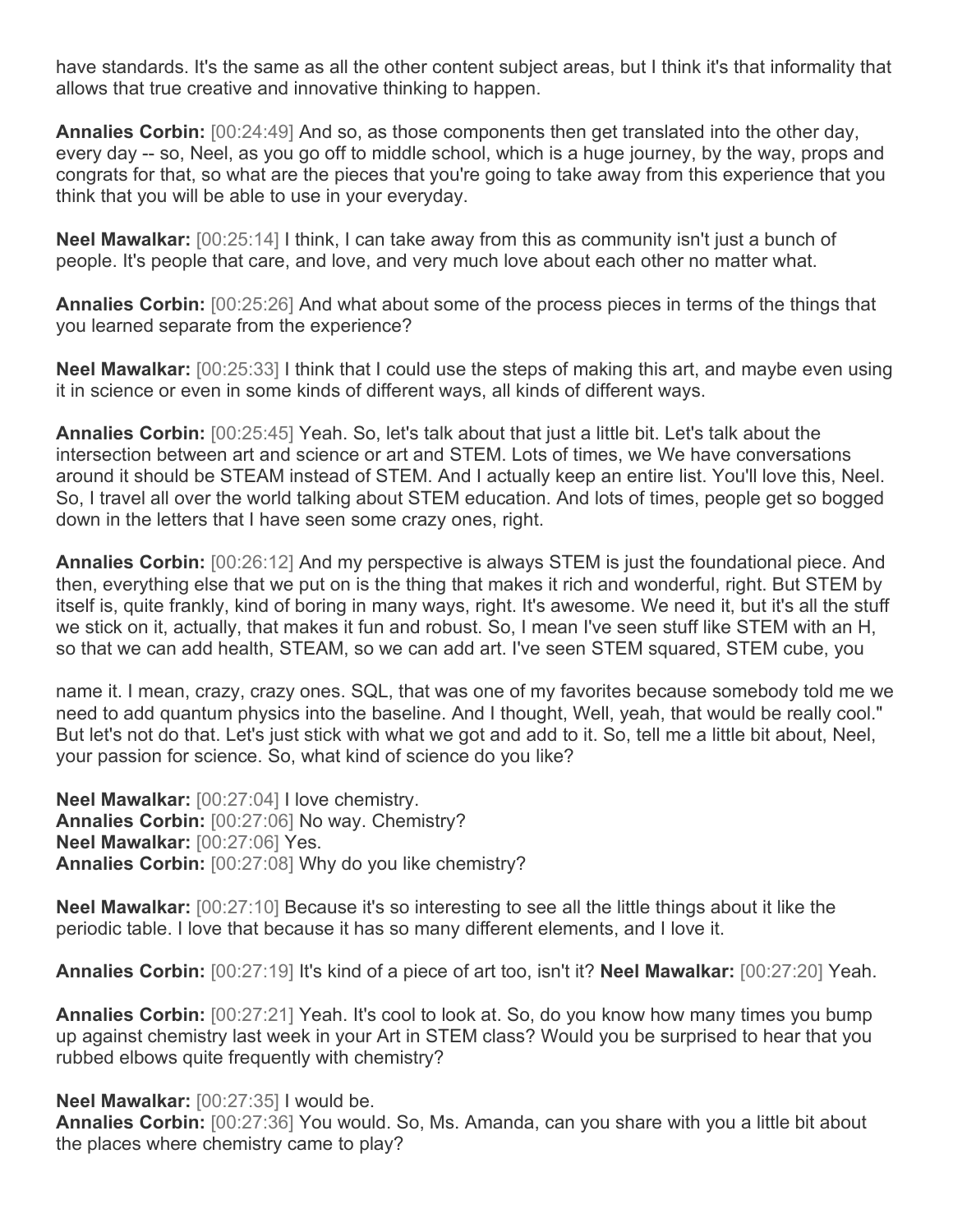have standards. It's the same as all the other content subject areas, but I think it's that informality that allows that true creative and innovative thinking to happen.

**Annalies Corbin:** [00:24:49] And so, as those components then get translated into the other day, every day -- so, Neel, as you go off to middle school, which is a huge journey, by the way, props and congrats for that, so what are the pieces that you're going to take away from this experience that you think that you will be able to use in your everyday.

**Neel Mawalkar:** [00:25:14] I think, I can take away from this as community isn't just a bunch of people. It's people that care, and love, and very much love about each other no matter what.

**Annalies Corbin:** [00:25:26] And what about some of the process pieces in terms of the things that you learned separate from the experience?

**Neel Mawalkar:** [00:25:33] I think that I could use the steps of making this art, and maybe even using it in science or even in some kinds of different ways, all kinds of different ways.

**Annalies Corbin:** [00:25:45] Yeah. So, let's talk about that just a little bit. Let's talk about the intersection between art and science or art and STEM. Lots of times, we We have conversations around it should be STEAM instead of STEM. And I actually keep an entire list. You'll love this, Neel. So, I travel all over the world talking about STEM education. And lots of times, people get so bogged down in the letters that I have seen some crazy ones, right.

**Annalies Corbin:** [00:26:12] And my perspective is always STEM is just the foundational piece. And then, everything else that we put on is the thing that makes it rich and wonderful, right. But STEM by itself is, quite frankly, kind of boring in many ways, right. It's awesome. We need it, but it's all the stuff we stick on it, actually, that makes it fun and robust. So, I mean I've seen stuff like STEM with an H, so that we can add health, STEAM, so we can add art. I've seen STEM squared, STEM cube, you

name it. I mean, crazy, crazy ones. SQL, that was one of my favorites because somebody told me we need to add quantum physics into the baseline. And I thought, Well, yeah, that would be really cool." But let's not do that. Let's just stick with what we got and add to it. So, tell me a little bit about, Neel, your passion for science. So, what kind of science do you like?

**Neel Mawalkar:** [00:27:04] I love chemistry.
**Annalies Corbin:** [00:27:06] No way. Chemistry?
**Neel Mawalkar:** [00:27:06] Yes.
**Annalies Corbin:** [00:27:08] Why do you like chemistry?

**Neel Mawalkar:** [00:27:10] Because it's so interesting to see all the little things about it like the periodic table. I love that because it has so many different elements, and I love it.

**Annalies Corbin:** [00:27:19] It's kind of a piece of art too, isn't it? **Neel Mawalkar:** [00:27:20] Yeah.

**Annalies Corbin:** [00:27:21] Yeah. It's cool to look at. So, do you know how many times you bump up against chemistry last week in your Art in STEM class? Would you be surprised to hear that you rubbed elbows quite frequently with chemistry?

**Neel Mawalkar:** [00:27:35] I would be.
**Annalies Corbin:** [00:27:36] You would. So, Ms. Amanda, can you share with you a little bit about the places where chemistry came to play?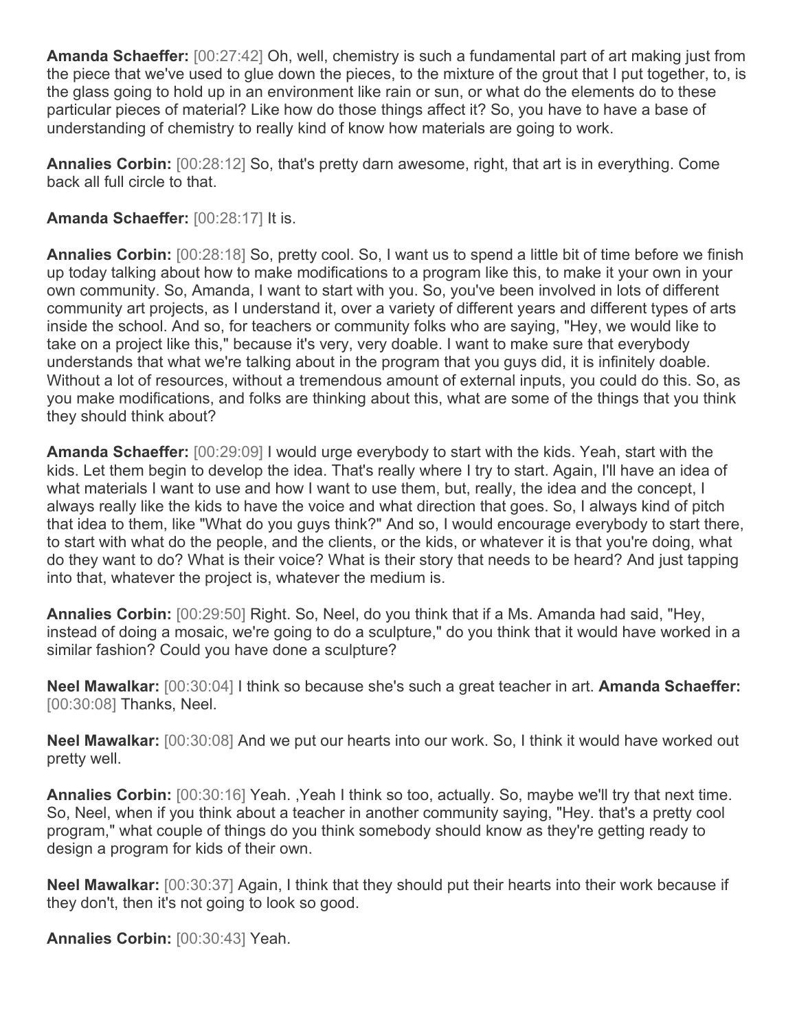**Amanda Schaeffer:** [00:27:42] Oh, well, chemistry is such a fundamental part of art making just from the piece that we've used to glue down the pieces, to the mixture of the grout that I put together, to, is the glass going to hold up in an environment like rain or sun, or what do the elements do to these particular pieces of material? Like how do those things affect it? So, you have to have a base of understanding of chemistry to really kind of know how materials are going to work.

**Annalies Corbin:** [00:28:12] So, that's pretty darn awesome, right, that art is in everything. Come back all full circle to that.

**Amanda Schaeffer:** [00:28:17] It is.

**Annalies Corbin:** [00:28:18] So, pretty cool. So, I want us to spend a little bit of time before we finish up today talking about how to make modifications to a program like this, to make it your own in your own community. So, Amanda, I want to start with you. So, you've been involved in lots of different community art projects, as I understand it, over a variety of different years and different types of arts inside the school. And so, for teachers or community folks who are saying, "Hey, we would like to take on a project like this," because it's very, very doable. I want to make sure that everybody understands that what we're talking about in the program that you guys did, it is infinitely doable. Without a lot of resources, without a tremendous amount of external inputs, you could do this. So, as you make modifications, and folks are thinking about this, what are some of the things that you think they should think about?

**Amanda Schaeffer:** [00:29:09] I would urge everybody to start with the kids. Yeah, start with the kids. Let them begin to develop the idea. That's really where I try to start. Again, I'll have an idea of what materials I want to use and how I want to use them, but, really, the idea and the concept, I always really like the kids to have the voice and what direction that goes. So, I always kind of pitch that idea to them, like "What do you guys think?" And so, I would encourage everybody to start there, to start with what do the people, and the clients, or the kids, or whatever it is that you're doing, what do they want to do? What is their voice? What is their story that needs to be heard? And just tapping into that, whatever the project is, whatever the medium is.

**Annalies Corbin:** [00:29:50] Right. So, Neel, do you think that if a Ms. Amanda had said, "Hey, instead of doing a mosaic, we're going to do a sculpture," do you think that it would have worked in a similar fashion? Could you have done a sculpture?

**Neel Mawalkar:** [00:30:04] I think so because she's such a great teacher in art.

**Amanda Schaeffer:** [00:30:08] Thanks, Neel.

**Neel Mawalkar:** [00:30:08] And we put our hearts into our work. So, I think it would have worked out pretty well.

**Annalies Corbin:** [00:30:16] Yeah. ,Yeah I think so too, actually. So, maybe we'll try that next time. So, Neel, when if you think about a teacher in another community saying, "Hey. that's a pretty cool program," what couple of things do you think somebody should know as they're getting ready to design a program for kids of their own.

**Neel Mawalkar:** [00:30:37] Again, I think that they should put their hearts into their work because if they don't, then it's not going to look so good.

**Annalies Corbin:** [00:30:43] Yeah.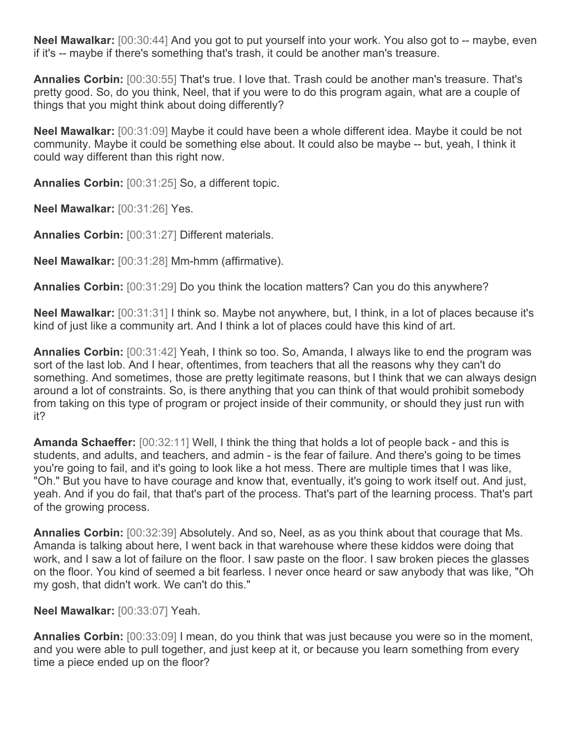**Neel Mawalkar:** [00:30:44] And you got to put yourself into your work. You also got to -- maybe, even if it's -- maybe if there's something that's trash, it could be another man's treasure.

**Annalies Corbin:** [00:30:55] That's true. I love that. Trash could be another man's treasure. That's pretty good. So, do you think, Neel, that if you were to do this program again, what are a couple of things that you might think about doing differently?

**Neel Mawalkar:** [00:31:09] Maybe it could have been a whole different idea. Maybe it could be not community. Maybe it could be something else about. It could also be maybe -- but, yeah, I think it could way different than this right now.

**Annalies Corbin:** [00:31:25] So, a different topic.

**Neel Mawalkar:** [00:31:26] Yes.

**Annalies Corbin:** [00:31:27] Different materials.

**Neel Mawalkar:** [00:31:28] Mm-hmm (affirmative).

**Annalies Corbin:** [00:31:29] Do you think the location matters? Can you do this anywhere?

**Neel Mawalkar:** [00:31:31] I think so. Maybe not anywhere, but, I think, in a lot of places because it's kind of just like a community art. And I think a lot of places could have this kind of art.

**Annalies Corbin:** [00:31:42] Yeah, I think so too. So, Amanda, I always like to end the program was sort of the last lob. And I hear, oftentimes, from teachers that all the reasons why they can't do something. And sometimes, those are pretty legitimate reasons, but I think that we can always design around a lot of constraints. So, is there anything that you can think of that would prohibit somebody from taking on this type of program or project inside of their community, or should they just run with it?

**Amanda Schaeffer:** [00:32:11] Well, I think the thing that holds a lot of people back - and this is students, and adults, and teachers, and admin - is the fear of failure. And there's going to be times you're going to fail, and it's going to look like a hot mess. There are multiple times that I was like, "Oh." But you have to have courage and know that, eventually, it's going to work itself out. And just, yeah. And if you do fail, that that's part of the process. That's part of the learning process. That's part of the growing process.

**Annalies Corbin:** [00:32:39] Absolutely. And so, Neel, as as you think about that courage that Ms. Amanda is talking about here, I went back in that warehouse where these kiddos were doing that work, and I saw a lot of failure on the floor. I saw paste on the floor. I saw broken pieces the glasses on the floor. You kind of seemed a bit fearless. I never once heard or saw anybody that was like, "Oh my gosh, that didn't work. We can't do this."

**Neel Mawalkar:** [00:33:07] Yeah.

**Annalies Corbin:** [00:33:09] I mean, do you think that was just because you were so in the moment, and you were able to pull together, and just keep at it, or because you learn something from every time a piece ended up on the floor?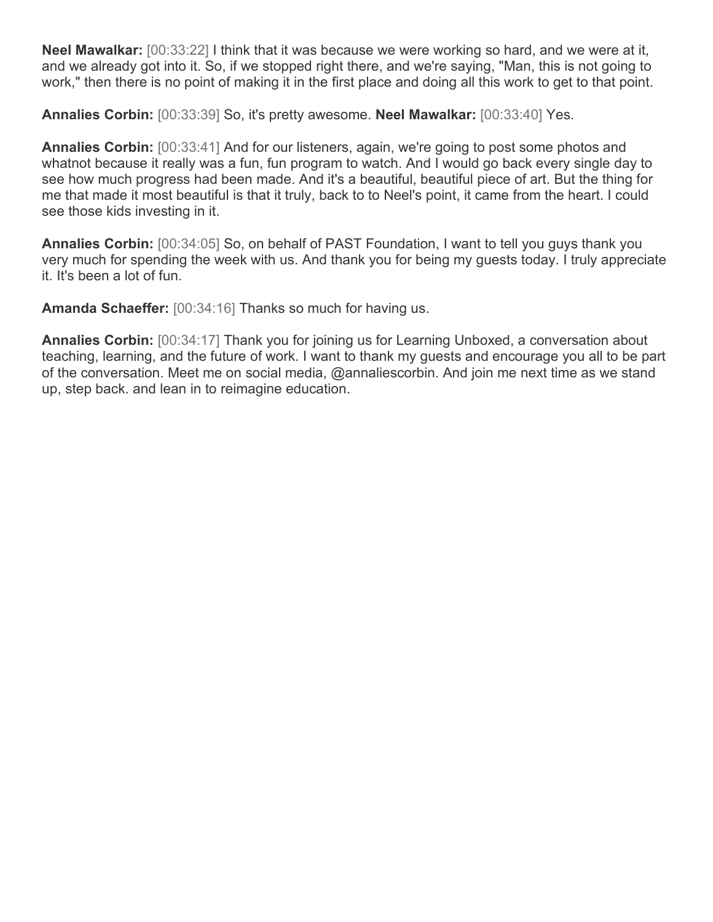**Neel Mawalkar:** [00:33:22] I think that it was because we were working so hard, and we were at it, and we already got into it. So, if we stopped right there, and we're saying, "Man, this is not going to work," then there is no point of making it in the first place and doing all this work to get to that point.

**Annalies Corbin:** [00:33:39] So, it's pretty awesome. **Neel Mawalkar:** [00:33:40] Yes.

**Annalies Corbin:** [00:33:41] And for our listeners, again, we're going to post some photos and whatnot because it really was a fun, fun program to watch. And I would go back every single day to see how much progress had been made. And it's a beautiful, beautiful piece of art. But the thing for me that made it most beautiful is that it truly, back to to Neel's point, it came from the heart. I could see those kids investing in it.

**Annalies Corbin:** [00:34:05] So, on behalf of PAST Foundation, I want to tell you guys thank you very much for spending the week with us. And thank you for being my guests today. I truly appreciate it. It's been a lot of fun.

**Amanda Schaeffer:** [00:34:16] Thanks so much for having us.

**Annalies Corbin:** [00:34:17] Thank you for joining us for Learning Unboxed, a conversation about teaching, learning, and the future of work. I want to thank my guests and encourage you all to be part of the conversation. Meet me on social media, @annaliescorbin. And join me next time as we stand up, step back. and lean in to reimagine education.